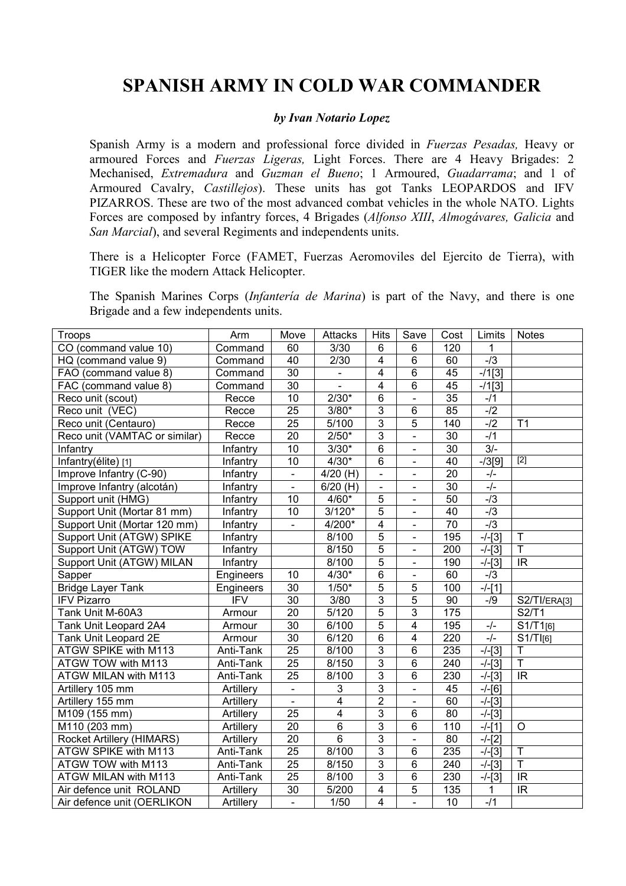# SPANISH ARMY IN COLD WAR COMMANDER

***by Ivan Notario Lopez***

Spanish Army is a modern and professional force divided in *Fuerzas Pesadas,* Heavy or armoured Forces and *Fuerzas Ligeras,* Light Forces. There are 4 Heavy Brigades: 2 Mechanised, *Extremadura* and *Guzman el Bueno*; 1 Armoured, *Guadarrama*; and 1 of Armoured Cavalry, *Castillejos*). These units has got Tanks LEOPARDOS and IFV PIZARROS. These are two of the most advanced combat vehicles in the whole NATO. Lights Forces are composed by infantry forces, 4 Brigades (*Alfonso XIII*, *Almogávares, Galicia* and *San Marcial*), and several Regiments and independents units.

There is a Helicopter Force (FAMET, Fuerzas Aeromoviles del Ejercito de Tierra), with TIGER like the modern Attack Helicopter.

The Spanish Marines Corps (*Infantería de Marina*) is part of the Navy, and there is one Brigade and a few independents units.

| Troops | Arm | Move | Attacks | Hits | Save | Cost | Limits | Notes |
|---|---|---|---|---|---|---|---|---|
| CO (command value 10) | Command | 60 | 3/30 | 6 | 6 | 120 | 1 | |
| HQ (command value 9) | Command | 40 | 2/30 | 4 | 6 | 60 | -/3 | |
| FAO (command value 8) | Command | 30 | - | 4 | 6 | 45 | -/1[3] | |
| FAC (command value 8) | Command | 30 | - | 4 | 6 | 45 | -/1[3] | |
| Reco unit (scout) | Recce | 10 | 2/30* | 6 | - | 35 | -/1 | |
| Reco unit (VEC) | Recce | 25 | 3/80* | 3 | 6 | 85 | -/2 | |
| Reco unit (Centauro) | Recce | 25 | 5/100 | 3 | 5 | 140 | -/2 | T1 |
| Reco unit (VAMTAC or similar) | Recce | 20 | 2/50* | 3 | - | 30 | -/1 | |
| Infantry | Infantry | 10 | 3/30* | 6 | - | 30 | 3/- | |
| Infantry(élite) [1] | Infantry | 10 | 4/30* | 6 | - | 40 | -/3[9] | [2] |
| Improve Infantry (C-90) | Infantry | - | 4/20 (H) | - | - | 20 | -/- | |
| Improve Infantry (alcotán) | Infantry | - | 6/20 (H) | - | - | 30 | -/- | |
| Support unit (HMG) | Infantry | 10 | 4/60* | 5 | - | 50 | -/3 | |
| Support Unit (Mortar 81 mm) | Infantry | 10 | 3/120* | 5 | - | 40 | -/3 | |
| Support Unit (Mortar 120 mm) | Infantry | - | 4/200* | 4 | - | 70 | -/3 | |
| Support Unit (ATGW) SPIKE | Infantry | | 8/100 | 5 | - | 195 | -/-[3] | T |
| Support Unit (ATGW) TOW | Infantry | | 8/150 | 5 | - | 200 | -/-[3] | T |
| Support Unit (ATGW) MILAN | Infantry | | 8/100 | 5 | - | 190 | -/-[3] | IR |
| Sapper | Engineers | 10 | 4/30* | 6 | - | 60 | -/3 | |
| Bridge Layer Tank | Engineers | 30 | 1/50* | 5 | 5 | 100 | -/-[1] | |
| IFV Pizarro | IFV | 30 | 3/80 | 3 | 5 | 90 | -/9 | S2/TI/ERA[3] |
| Tank Unit M-60A3 | Armour | 20 | 5/120 | 5 | 3 | 175 | | S2/T1 |
| Tank Unit Leopard 2A4 | Armour | 30 | 6/100 | 5 | 4 | 195 | -/- | S1/T1[6] |
| Tank Unit Leopard 2E | Armour | 30 | 6/120 | 6 | 4 | 220 | -/- | S1/TI[6] |
| ATGW SPIKE with M113 | Anti-Tank | 25 | 8/100 | 3 | 6 | 235 | -/-[3] | T |
| ATGW TOW with M113 | Anti-Tank | 25 | 8/150 | 3 | 6 | 240 | -/-[3] | T |
| ATGW MILAN with M113 | Anti-Tank | 25 | 8/100 | 3 | 6 | 230 | -/-[3] | IR |
| Artillery 105 mm | Artillery | - | 3 | 3 | - | 45 | -/-[6] | |
| Artillery 155 mm | Artillery | - | 4 | 2 | - | 60 | -/-[3] | |
| M109 (155 mm) | Artillery | 25 | 4 | 3 | 6 | 80 | -/-[3] | |
| M110 (203 mm) | Artillery | 20 | 6 | 3 | 6 | 110 | -/-[1] | O |
| Rocket Artillery (HIMARS) | Artillery | 20 | 6 | 3 | - | 80 | -/-[2] | |
| ATGW SPIKE with M113 | Anti-Tank | 25 | 8/100 | 3 | 6 | 235 | -/-[3] | T |
| ATGW TOW with M113 | Anti-Tank | 25 | 8/150 | 3 | 6 | 240 | -/-[3] | T |
| ATGW MILAN with M113 | Anti-Tank | 25 | 8/100 | 3 | 6 | 230 | -/-[3] | IR |
| Air defence unit ROLAND | Artillery | 30 | 5/200 | 4 | 5 | 135 | 1 | IR |
| Air defence unit (OERLIKON | Artillery | - | 1/50 | 4 | - | 10 | -/1 | |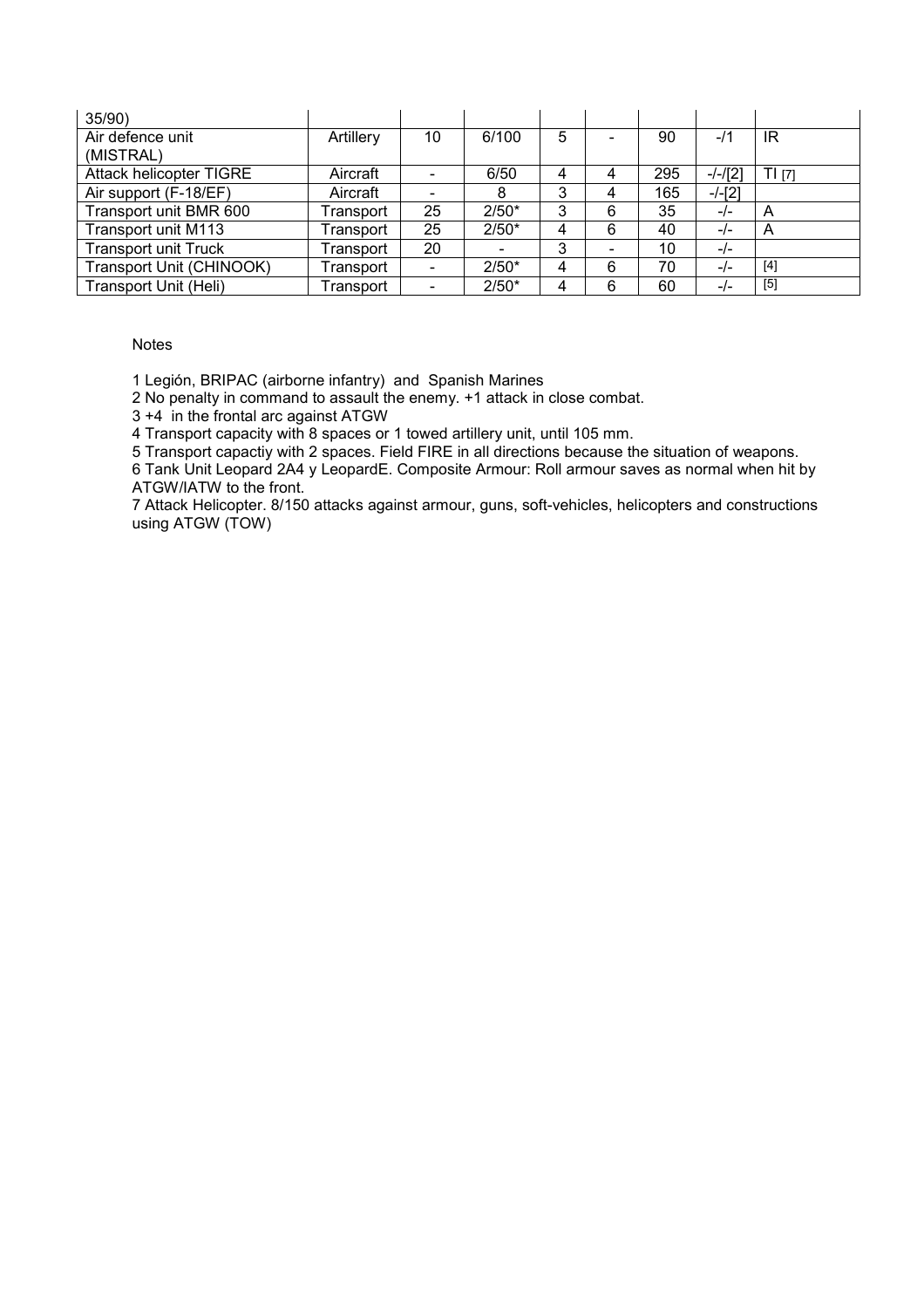| | | | | | | | | |
|---|---|---|---|---|---|---|---|---|
| 35/90) | | | | | | | | |
| Air defence unit (MISTRAL) | Artillery | 10 | 6/100 | 5 | - | 90 | -/1 | IR |
| Attack helicopter TIGRE | Aircraft | - | 6/50 | 4 | 4 | 295 | -/-/[2] | TI [7] |
| Air support (F-18/EF) | Aircraft | - | 8 | 3 | 4 | 165 | -/-[2] | |
| Transport unit BMR 600 | Transport | 25 | 2/50* | 3 | 6 | 35 | -/- | A |
| Transport unit M113 | Transport | 25 | 2/50* | 4 | 6 | 40 | -/- | A |
| Transport unit Truck | Transport | 20 | - | 3 | - | 10 | -/- | |
| Transport Unit (CHINOOK) | Transport | - | 2/50* | 4 | 6 | 70 | -/- | [4] |
| Transport Unit (Heli) | Transport | - | 2/50* | 4 | 6 | 60 | -/- | [5] |

Notes

1 Legión, BRIPAC (airborne infantry) and Spanish Marines

2 No penalty in command to assault the enemy. +1 attack in close combat.

3 +4 in the frontal arc against ATGW

4 Transport capacity with 8 spaces or 1 towed artillery unit, until 105 mm.

5 Transport capactiy with 2 spaces. Field FIRE in all directions because the situation of weapons.

6 Tank Unit Leopard 2A4 y LeopardE. Composite Armour: Roll armour saves as normal when hit by ATGW/IATW to the front.

7 Attack Helicopter. 8/150 attacks against armour, guns, soft-vehicles, helicopters and constructions using ATGW (TOW)